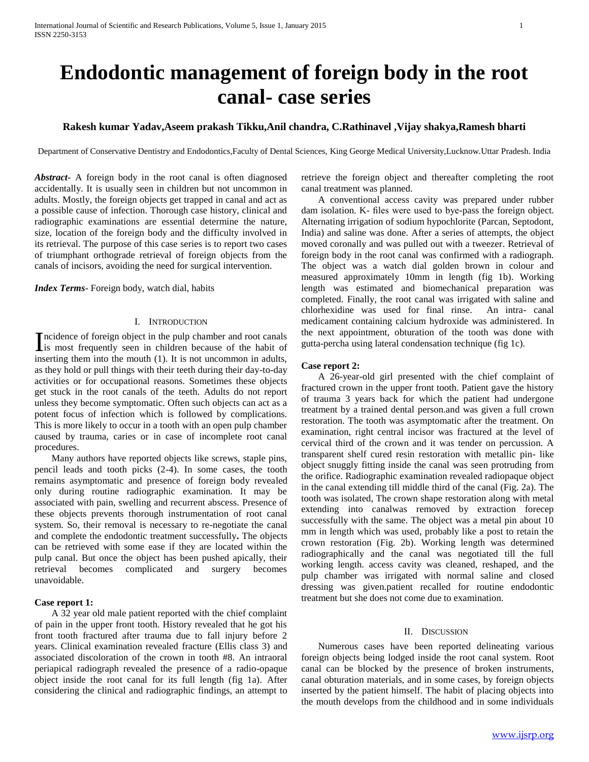# Endodontic management of foreign body in the root canal- case series

**Rakesh kumar Yadav,Aseem prakash Tikku,Anil chandra, C.Rathinavel ,Vijay shakya,Ramesh bharti**

Department of Conservative Dentistry and Endodontics,Faculty of Dental Sciences, King George Medical University,Lucknow.Uttar Pradesh. India

***Abstract*****-** A foreign body in the root canal is often diagnosed accidentally. It is usually seen in children but not uncommon in adults. Mostly, the foreign objects get trapped in canal and act as a possible cause of infection. Thorough case history, clinical and radiographic examinations are essential determine the nature, size, location of the foreign body and the difficulty involved in its retrieval. The purpose of this case series is to report two cases of triumphant orthograde retrieval of foreign objects from the canals of incisors, avoiding the need for surgical intervention.

***Index Terms***- Foreign body, watch dial, habits

## I. Introduction

Incidence of foreign object in the pulp chamber and root canals is most frequently seen in children because of the habit of inserting them into the mouth (1). It is not uncommon in adults, as they hold or pull things with their teeth during their day-to-day activities or for occupational reasons. Sometimes these objects get stuck in the root canals of the teeth. Adults do not report unless they become symptomatic. Often such objects can act as a potent focus of infection which is followed by complications. This is more likely to occur in a tooth with an open pulp chamber caused by trauma, caries or in case of incomplete root canal procedures.

Many authors have reported objects like screws, staple pins, pencil leads and tooth picks (2-4). In some cases, the tooth remains asymptomatic and presence of foreign body revealed only during routine radiographic examination. It may be associated with pain, swelling and recurrent abscess. Presence of these objects prevents thorough instrumentation of root canal system. So, their removal is necessary to re-negotiate the canal and complete the endodontic treatment successfully**.** The objects can be retrieved with some ease if they are located within the pulp canal. But once the object has been pushed apically, their retrieval becomes complicated and surgery becomes unavoidable.

**Case report 1:**

A 32 year old male patient reported with the chief complaint of pain in the upper front tooth. History revealed that he got his front tooth fractured after trauma due to fall injury before 2 years. Clinical examination revealed fracture (Ellis class 3) and associated discoloration of the crown in tooth #8. An intraoral periapical radiograph revealed the presence of a radio-opaque object inside the root canal for its full length (fig 1a). After considering the clinical and radiographic findings, an attempt to retrieve the foreign object and thereafter completing the root canal treatment was planned.

A conventional access cavity was prepared under rubber dam isolation. K- files were used to bye-pass the foreign object. Alternating irrigation of sodium hypochlorite (Parcan, Septodont, India) and saline was done. After a series of attempts, the object moved coronally and was pulled out with a tweezer. Retrieval of foreign body in the root canal was confirmed with a radiograph. The object was a watch dial golden brown in colour and measured approximately 10mm in length (fig 1b). Working length was estimated and biomechanical preparation was completed. Finally, the root canal was irrigated with saline and chlorhexidine was used for final rinse. An intra- canal medicament containing calcium hydroxide was administered. In the next appointment, obturation of the tooth was done with gutta-percha using lateral condensation technique (fig 1c).

**Case report 2:**

A 26-year-old girl presented with the chief complaint of fractured crown in the upper front tooth. Patient gave the history of trauma 3 years back for which the patient had undergone treatment by a trained dental person.and was given a full crown restoration. The tooth was asymptomatic after the treatment. On examination, right central incisor was fractured at the level of cervical third of the crown and it was tender on percussion. A transparent shelf cured resin restoration with metallic pin- like object snuggly fitting inside the canal was seen protruding from the orifice. Radiographic examination revealed radiopaque object in the canal extending till middle third of the canal (Fig. 2a). The tooth was isolated, The crown shape restoration along with metal extending into canalwas removed by extraction forecep successfully with the same. The object was a metal pin about 10 mm in length which was used, probably like a post to retain the crown restoration (Fig. 2b). Working length was determined radiographically and the canal was negotiated till the full working length. access cavity was cleaned, reshaped, and the pulp chamber was irrigated with normal saline and closed dressing was given.patient recalled for routine endodontic treatment but she does not come due to examination.

## II. Discussion

Numerous cases have been reported delineating various foreign objects being lodged inside the root canal system. Root canal can be blocked by the presence of broken instruments, canal obturation materials, and in some cases, by foreign objects inserted by the patient himself. The habit of placing objects into the mouth develops from the childhood and in some individuals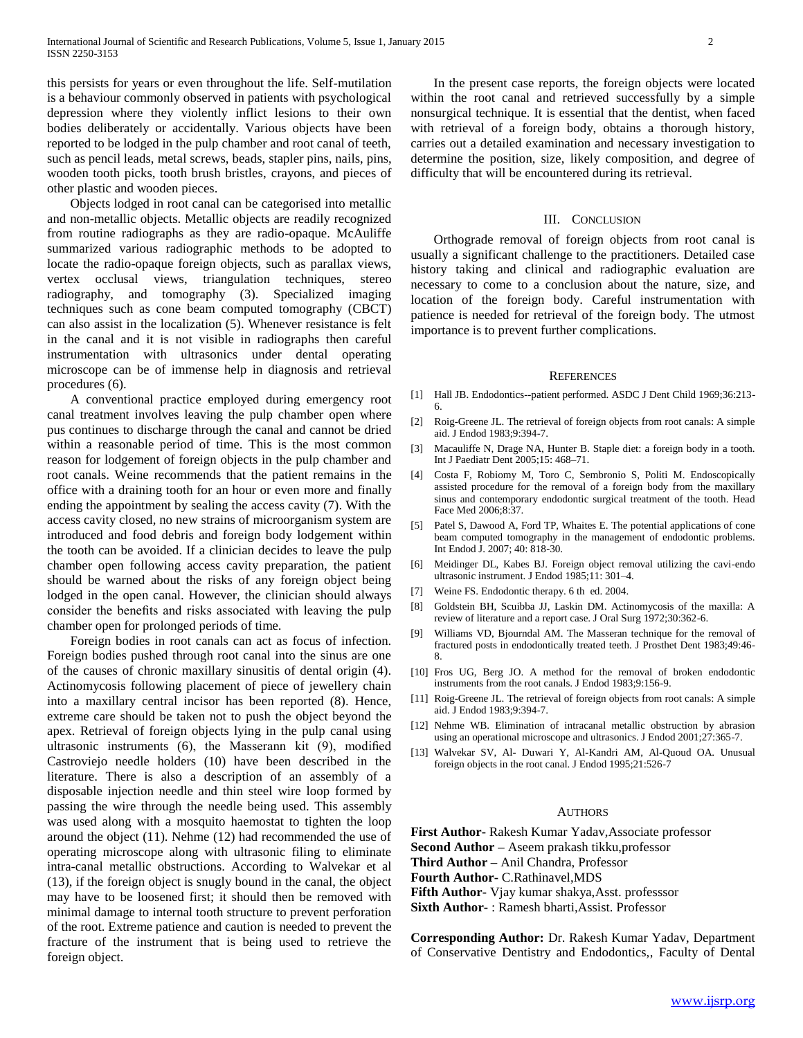this persists for years or even throughout the life. Self-mutilation is a behaviour commonly observed in patients with psychological depression where they violently inflict lesions to their own bodies deliberately or accidentally. Various objects have been reported to be lodged in the pulp chamber and root canal of teeth, such as pencil leads, metal screws, beads, stapler pins, nails, pins, wooden tooth picks, tooth brush bristles, crayons, and pieces of other plastic and wooden pieces.

Objects lodged in root canal can be categorised into metallic and non-metallic objects. Metallic objects are readily recognized from routine radiographs as they are radio-opaque. McAuliffe summarized various radiographic methods to be adopted to locate the radio-opaque foreign objects, such as parallax views, vertex occlusal views, triangulation techniques, stereo radiography, and tomography (3). Specialized imaging techniques such as cone beam computed tomography (CBCT) can also assist in the localization (5). Whenever resistance is felt in the canal and it is not visible in radiographs then careful instrumentation with ultrasonics under dental operating microscope can be of immense help in diagnosis and retrieval procedures (6).

A conventional practice employed during emergency root canal treatment involves leaving the pulp chamber open where pus continues to discharge through the canal and cannot be dried within a reasonable period of time. This is the most common reason for lodgement of foreign objects in the pulp chamber and root canals. Weine recommends that the patient remains in the office with a draining tooth for an hour or even more and finally ending the appointment by sealing the access cavity (7). With the access cavity closed, no new strains of microorganism system are introduced and food debris and foreign body lodgement within the tooth can be avoided. If a clinician decides to leave the pulp chamber open following access cavity preparation, the patient should be warned about the risks of any foreign object being lodged in the open canal. However, the clinician should always consider the benefits and risks associated with leaving the pulp chamber open for prolonged periods of time.

Foreign bodies in root canals can act as focus of infection. Foreign bodies pushed through root canal into the sinus are one of the causes of chronic maxillary sinusitis of dental origin (4). Actinomycosis following placement of piece of jewellery chain into a maxillary central incisor has been reported (8). Hence, extreme care should be taken not to push the object beyond the apex. Retrieval of foreign objects lying in the pulp canal using ultrasonic instruments (6), the Masserann kit (9), modified Castroviejo needle holders (10) have been described in the literature. There is also a description of an assembly of a disposable injection needle and thin steel wire loop formed by passing the wire through the needle being used. This assembly was used along with a mosquito haemostat to tighten the loop around the object (11). Nehme (12) had recommended the use of operating microscope along with ultrasonic filing to eliminate intra-canal metallic obstructions. According to Walvekar et al (13), if the foreign object is snugly bound in the canal, the object may have to be loosened first; it should then be removed with minimal damage to internal tooth structure to prevent perforation of the root. Extreme patience and caution is needed to prevent the fracture of the instrument that is being used to retrieve the foreign object.

In the present case reports, the foreign objects were located within the root canal and retrieved successfully by a simple nonsurgical technique. It is essential that the dentist, when faced with retrieval of a foreign body, obtains a thorough history, carries out a detailed examination and necessary investigation to determine the position, size, likely composition, and degree of difficulty that will be encountered during its retrieval.

## III. Conclusion

Orthograde removal of foreign objects from root canal is usually a significant challenge to the practitioners. Detailed case history taking and clinical and radiographic evaluation are necessary to come to a conclusion about the nature, size, and location of the foreign body. Careful instrumentation with patience is needed for retrieval of the foreign body. The utmost importance is to prevent further complications.

## References

[1] Hall JB. Endodontics--patient performed. ASDC J Dent Child 1969;36:213-6.

[2] Roig-Greene JL. The retrieval of foreign objects from root canals: A simple aid. J Endod 1983;9:394-7.

[3] Macauliffe N, Drage NA, Hunter B. Staple diet: a foreign body in a tooth. Int J Paediatr Dent 2005;15: 468–71.

[4] Costa F, Robiomy M, Toro C, Sembronio S, Politi M. Endoscopically assisted procedure for the removal of a foreign body from the maxillary sinus and contemporary endodontic surgical treatment of the tooth. Head Face Med 2006;8:37.

[5] Patel S, Dawood A, Ford TP, Whaites E. The potential applications of cone beam computed tomography in the management of endodontic problems. Int Endod J. 2007; 40: 818-30.

[6] Meidinger DL, Kabes BJ. Foreign object removal utilizing the cavi-endo ultrasonic instrument. J Endod 1985;11: 301–4.

[7] Weine FS. Endodontic therapy. 6 th ed. 2004.

[8] Goldstein BH, Scuibba JJ, Laskin DM. Actinomycosis of the maxilla: A review of literature and a report case. J Oral Surg 1972;30:362-6.

[9] Williams VD, Bjourndal AM. The Masseran technique for the removal of fractured posts in endodontically treated teeth. J Prosthet Dent 1983;49:46-8.

[10] Fros UG, Berg JO. A method for the removal of broken endodontic instruments from the root canals. J Endod 1983;9:156-9.

[11] Roig-Greene JL. The retrieval of foreign objects from root canals: A simple aid. J Endod 1983;9:394-7.

[12] Nehme WB. Elimination of intracanal metallic obstruction by abrasion using an operational microscope and ultrasonics. J Endod 2001;27:365-7.

[13] Walvekar SV, Al- Duwari Y, Al-Kandri AM, Al-Quoud OA. Unusual foreign objects in the root canal. J Endod 1995;21:526-7

## Authors

**First Author**- Rakesh Kumar Yadav,Associate professor

**Second Author** – Aseem prakash tikku,professor

**Third Author** – Anil Chandra, Professor

**Fourth Author**- C.Rathinavel,MDS

**Fifth Author**- Vjay kumar shakya,Asst. professsor

**Sixth Author**- : Ramesh bharti,Assist. Professor

**Corresponding Author:** Dr. Rakesh Kumar Yadav, Department of Conservative Dentistry and Endodontics,, Faculty of Dental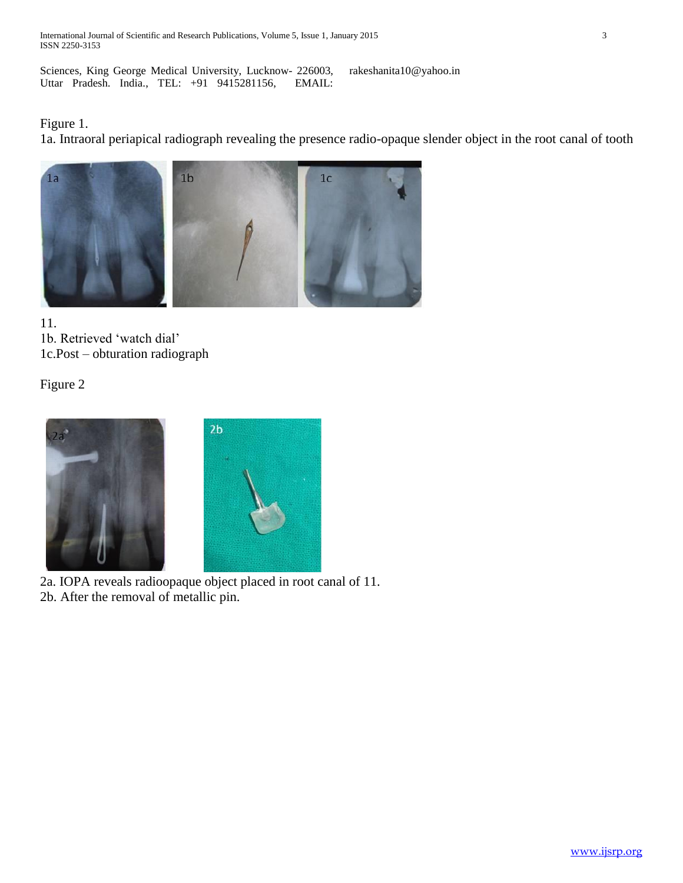Sciences, King George Medical University, Lucknow- 226003, Uttar Pradesh. India., TEL: +91 9415281156, EMAIL: rakeshanita10@yahoo.in

Figure 1.

1a. Intraoral periapical radiograph revealing the presence radio-opaque slender object in the root canal of tooth 11.

1b. Retrieved 'watch dial'

1c.Post – obturation radiograph

Figure 2

2a. IOPA reveals radioopaque object placed in root canal of 11.

2b. After the removal of metallic pin.